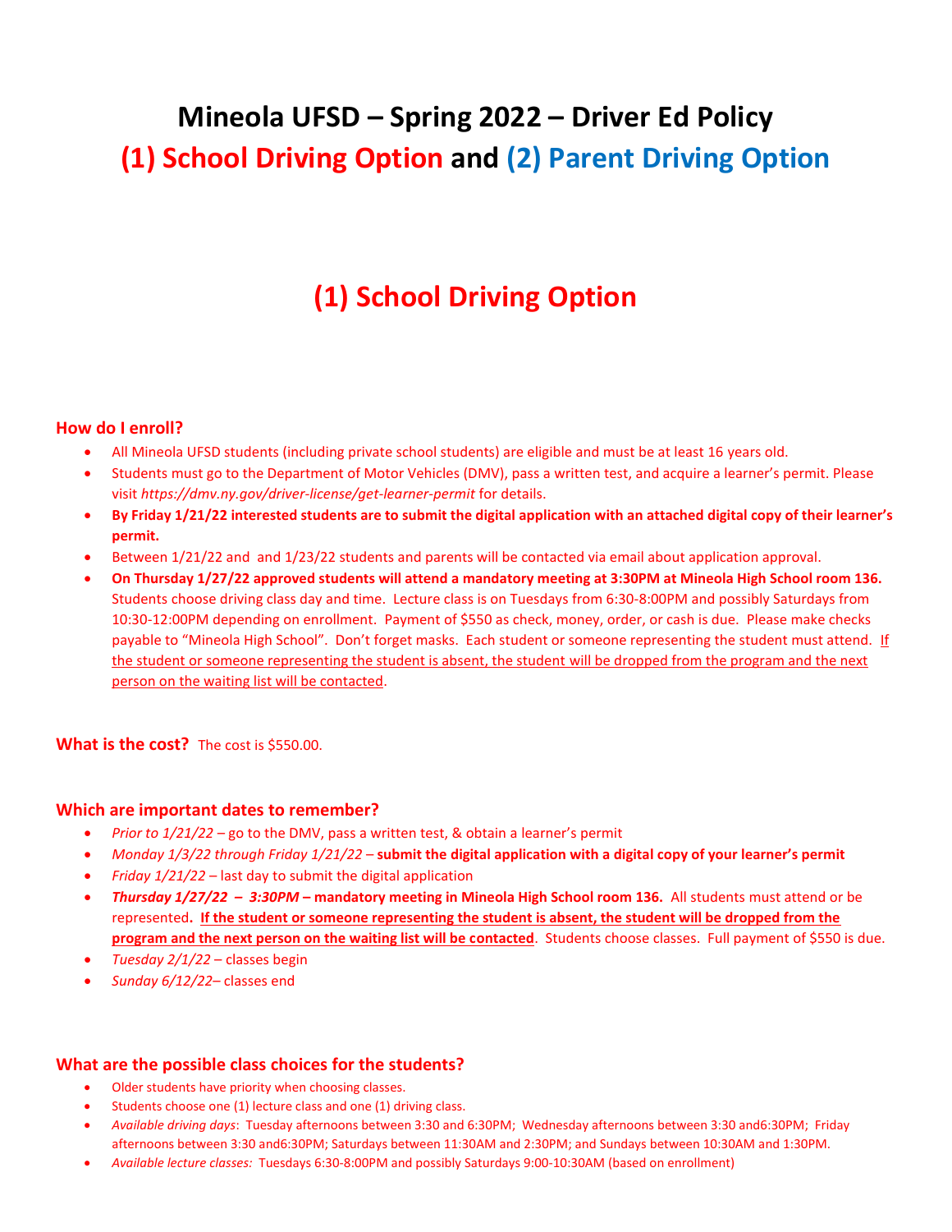# Mineola UFSD – Spring 2022 – Driver Ed Policy

# (1) School Driving Option and (2) Parent Driving Option

## (1) School Driving Option

### How do I enroll?

- All Mineola UFSD students (including private school students) are eligible and must be at least 16 years old.
- Students must go to the Department of Motor Vehicles (DMV), pass a written test, and acquire a learner's permit. Please visit *https://dmv.ny.gov/driver-license/get-learner-permit* for details.
- **By Friday 1/21/22 interested students are to submit the digital application with an attached digital copy of their learner's permit.**
- Between 1/21/22 and and 1/23/22 students and parents will be contacted via email about application approval.
- **On Thursday 1/27/22 approved students will attend a mandatory meeting at 3:30PM at Mineola High School room 136.** Students choose driving class day and time. Lecture class is on Tuesdays from 6:30-8:00PM and possibly Saturdays from 10:30-12:00PM depending on enrollment. Payment of $550 as check, money, order, or cash is due. Please make checks payable to "Mineola High School". Don't forget masks. Each student or someone representing the student must attend. <u>If the student or someone representing the student is absent, the student will be dropped from the program and the next person on the waiting list will be contacted</u>.

### What is the cost?
The cost is $550.00.

### Which are important dates to remember?

- *Prior to 1/21/22* – go to the DMV, pass a written test, & obtain a learner's permit
- *Monday 1/3/22 through Friday 1/21/22* – **submit the digital application with a digital copy of your learner's permit**
- *Friday 1/21/22* – last day to submit the digital application
- ***Thursday 1/27/22 – 3:30PM*** **– mandatory meeting in Mineola High School room 136.** All students must attend or be represented**. <u>If the student or someone representing the student is absent, the student will be dropped from the program and the next person on the waiting list will be contacted</u>**. Students choose classes. Full payment of $550 is due.
- *Tuesday 2/1/22* – classes begin
- *Sunday 6/12/22*– classes end

### What are the possible class choices for the students?

- Older students have priority when choosing classes.
- Students choose one (1) lecture class and one (1) driving class.
- *Available driving days*: Tuesday afternoons between 3:30 and 6:30PM; Wednesday afternoons between 3:30 and6:30PM; Friday afternoons between 3:30 and6:30PM; Saturdays between 11:30AM and 2:30PM; and Sundays between 10:30AM and 1:30PM.
- *Available lecture classes:* Tuesdays 6:30-8:00PM and possibly Saturdays 9:00-10:30AM (based on enrollment)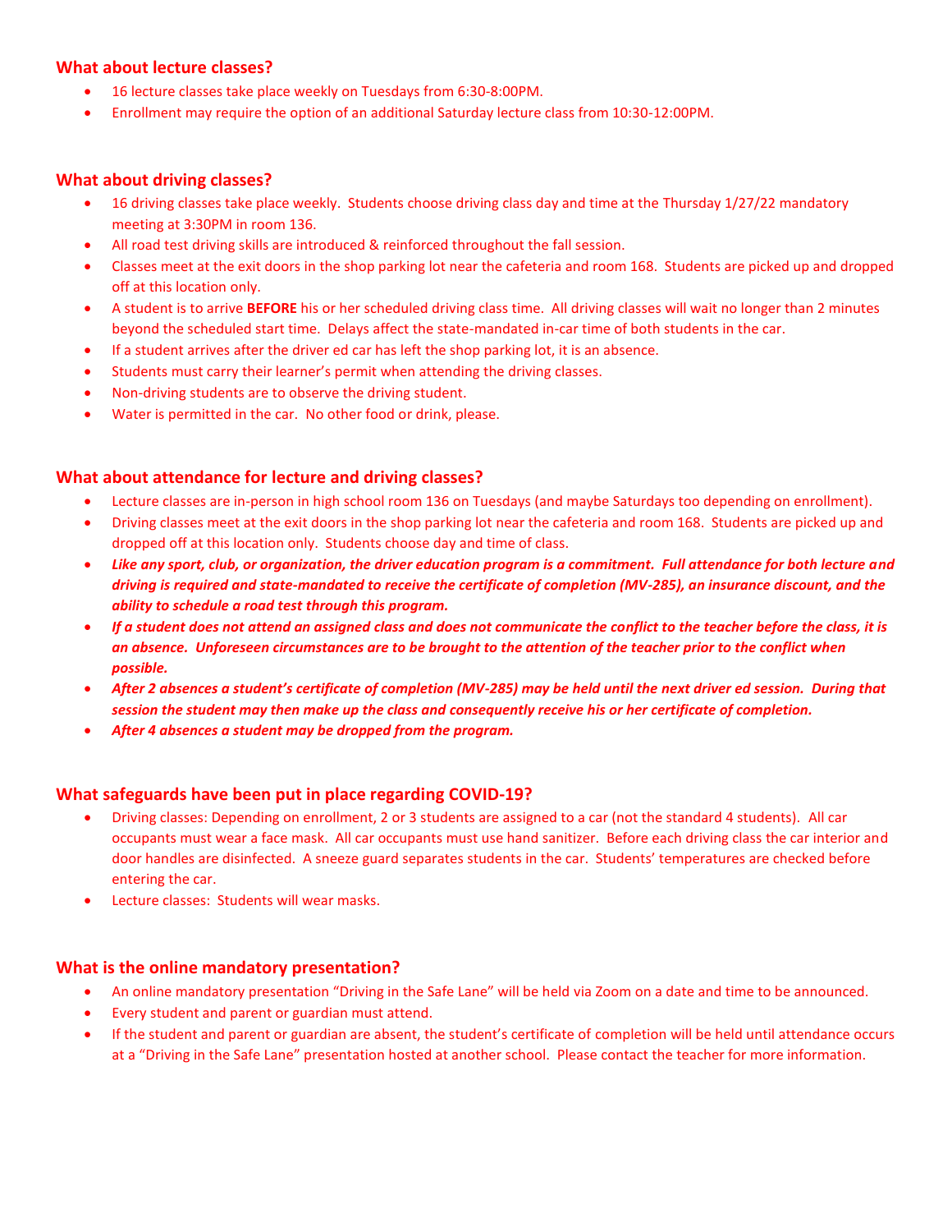## What about lecture classes?

- 16 lecture classes take place weekly on Tuesdays from 6:30-8:00PM.
- Enrollment may require the option of an additional Saturday lecture class from 10:30-12:00PM.

## What about driving classes?

- 16 driving classes take place weekly. Students choose driving class day and time at the Thursday 1/27/22 mandatory meeting at 3:30PM in room 136.
- All road test driving skills are introduced & reinforced throughout the fall session.
- Classes meet at the exit doors in the shop parking lot near the cafeteria and room 168. Students are picked up and dropped off at this location only.
- A student is to arrive **BEFORE** his or her scheduled driving class time. All driving classes will wait no longer than 2 minutes beyond the scheduled start time. Delays affect the state-mandated in-car time of both students in the car.
- If a student arrives after the driver ed car has left the shop parking lot, it is an absence.
- Students must carry their learner's permit when attending the driving classes.
- Non-driving students are to observe the driving student.
- Water is permitted in the car. No other food or drink, please.

## What about attendance for lecture and driving classes?

- Lecture classes are in-person in high school room 136 on Tuesdays (and maybe Saturdays too depending on enrollment).
- Driving classes meet at the exit doors in the shop parking lot near the cafeteria and room 168. Students are picked up and dropped off at this location only. Students choose day and time of class.
- ***Like any sport, club, or organization, the driver education program is a commitment. Full attendance for both lecture and driving is required and state-mandated to receive the certificate of completion (MV-285), an insurance discount, and the ability to schedule a road test through this program.***
- ***If a student does not attend an assigned class and does not communicate the conflict to the teacher before the class, it is an absence. Unforeseen circumstances are to be brought to the attention of the teacher prior to the conflict when possible.***
- ***After 2 absences a student's certificate of completion (MV-285) may be held until the next driver ed session. During that session the student may then make up the class and consequently receive his or her certificate of completion.***
- ***After 4 absences a student may be dropped from the program.***

## What safeguards have been put in place regarding COVID-19?

- Driving classes: Depending on enrollment, 2 or 3 students are assigned to a car (not the standard 4 students). All car occupants must wear a face mask. All car occupants must use hand sanitizer. Before each driving class the car interior and door handles are disinfected. A sneeze guard separates students in the car. Students' temperatures are checked before entering the car.
- Lecture classes: Students will wear masks.

## What is the online mandatory presentation?

- An online mandatory presentation "Driving in the Safe Lane" will be held via Zoom on a date and time to be announced.
- Every student and parent or guardian must attend.
- If the student and parent or guardian are absent, the student's certificate of completion will be held until attendance occurs at a "Driving in the Safe Lane" presentation hosted at another school. Please contact the teacher for more information.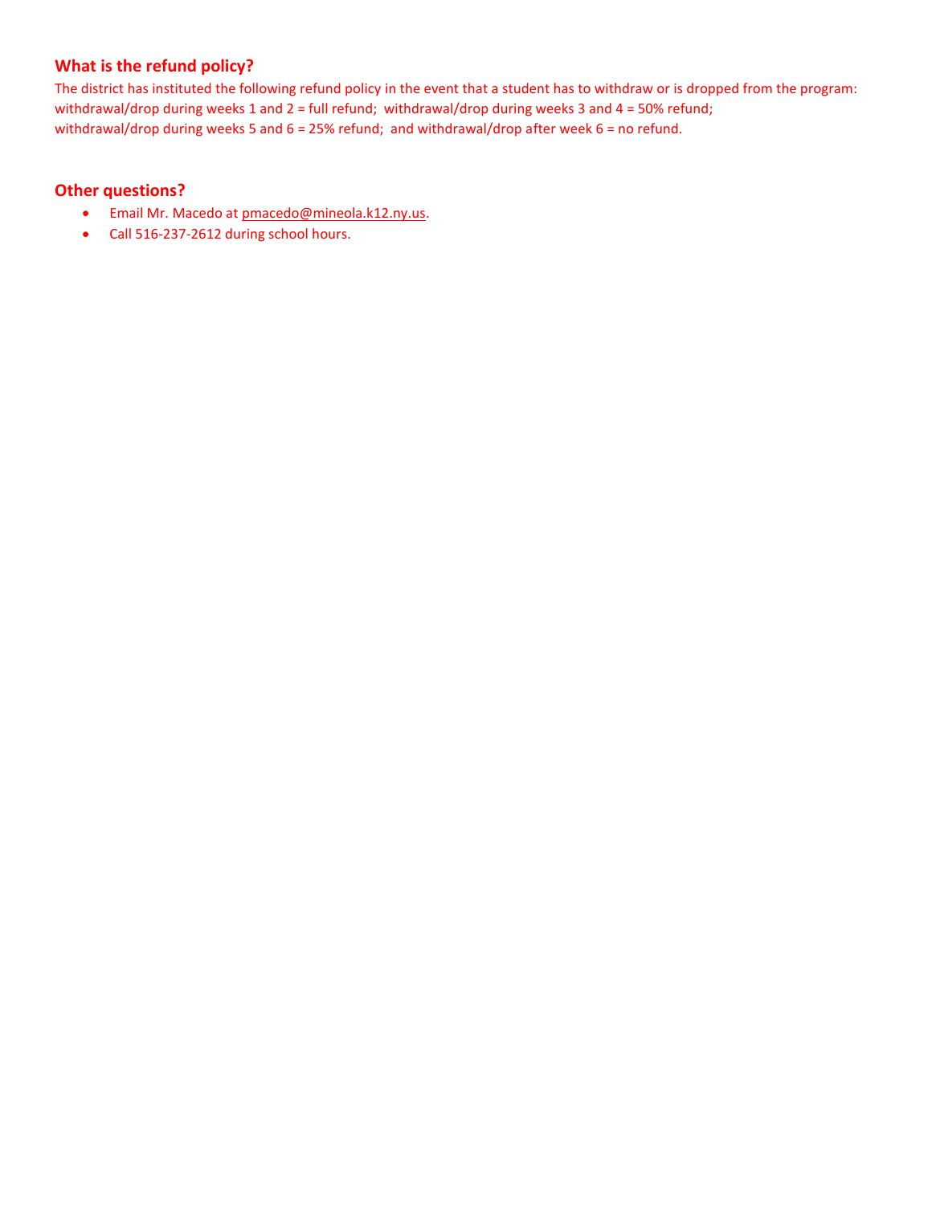### What is the refund policy?

The district has instituted the following refund policy in the event that a student has to withdraw or is dropped from the program: withdrawal/drop during weeks 1 and 2 = full refund; withdrawal/drop during weeks 3 and 4 = 50% refund; withdrawal/drop during weeks 5 and 6 = 25% refund; and withdrawal/drop after week 6 = no refund.

### Other questions?

- Email Mr. Macedo at pmacedo@mineola.k12.ny.us.
- Call 516-237-2612 during school hours.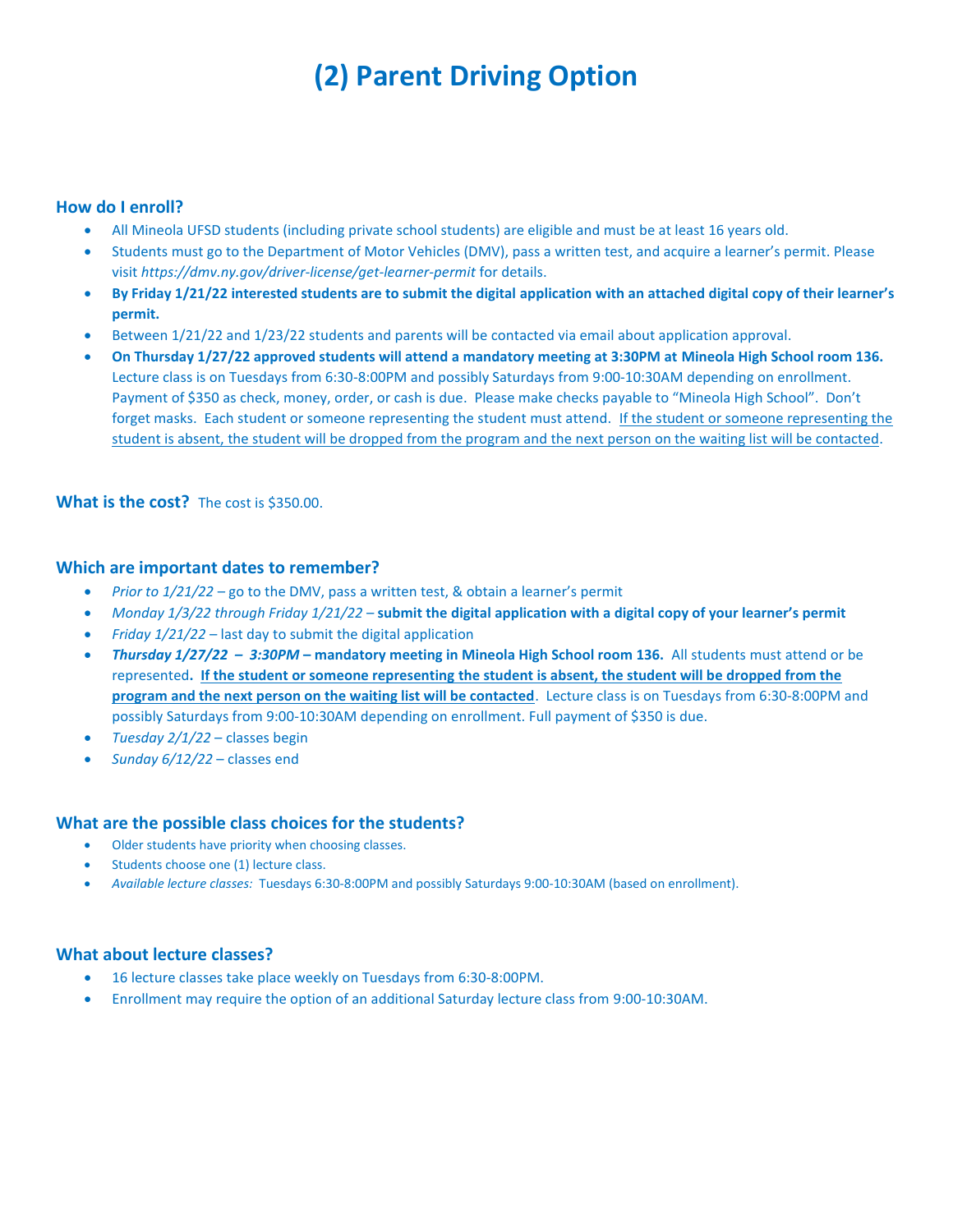# (2) Parent Driving Option

### How do I enroll?

- All Mineola UFSD students (including private school students) are eligible and must be at least 16 years old.
- Students must go to the Department of Motor Vehicles (DMV), pass a written test, and acquire a learner's permit. Please visit *https://dmv.ny.gov/driver-license/get-learner-permit* for details.
- **By Friday 1/21/22 interested students are to submit the digital application with an attached digital copy of their learner's permit.**
- Between 1/21/22 and 1/23/22 students and parents will be contacted via email about application approval.
- **On Thursday 1/27/22 approved students will attend a mandatory meeting at 3:30PM at Mineola High School room 136.** Lecture class is on Tuesdays from 6:30-8:00PM and possibly Saturdays from 9:00-10:30AM depending on enrollment. Payment of $350 as check, money, order, or cash is due. Please make checks payable to "Mineola High School". Don't forget masks. Each student or someone representing the student must attend. <u>If the student or someone representing the student is absent, the student will be dropped from the program and the next person on the waiting list will be contacted</u>.

### What is the cost?

The cost is $350.00.

### Which are important dates to remember?

- *Prior to 1/21/22* – go to the DMV, pass a written test, & obtain a learner's permit
- *Monday 1/3/22 through Friday 1/21/22* – **submit the digital application with a digital copy of your learner's permit**
- *Friday 1/21/22* – last day to submit the digital application
- ***Thursday 1/27/22 – 3:30PM*** – **mandatory meeting in Mineola High School room 136.** All students must attend or be represented**. <u>If the student or someone representing the student is absent, the student will be dropped from the program and the next person on the waiting list will be contacted</u>**. Lecture class is on Tuesdays from 6:30-8:00PM and possibly Saturdays from 9:00-10:30AM depending on enrollment. Full payment of $350 is due.
- *Tuesday 2/1/22* – classes begin
- *Sunday 6/12/22* – classes end

### What are the possible class choices for the students?

- Older students have priority when choosing classes.
- Students choose one (1) lecture class.
- *Available lecture classes:* Tuesdays 6:30-8:00PM and possibly Saturdays 9:00-10:30AM (based on enrollment).

### What about lecture classes?

- 16 lecture classes take place weekly on Tuesdays from 6:30-8:00PM.
- Enrollment may require the option of an additional Saturday lecture class from 9:00-10:30AM.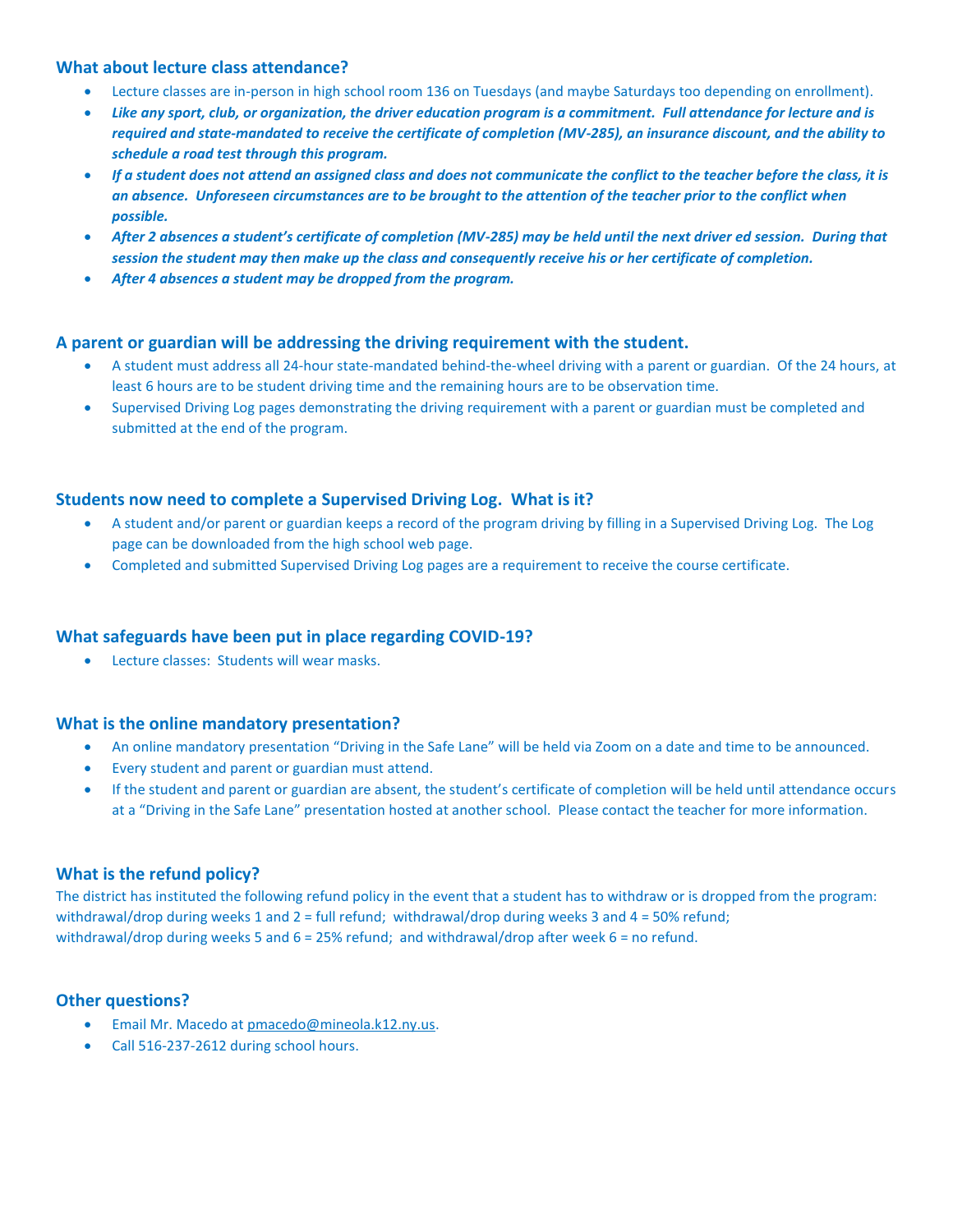### What about lecture class attendance?

- Lecture classes are in-person in high school room 136 on Tuesdays (and maybe Saturdays too depending on enrollment).
- ***Like any sport, club, or organization, the driver education program is a commitment. Full attendance for lecture and is required and state-mandated to receive the certificate of completion (MV-285), an insurance discount, and the ability to schedule a road test through this program.***
- ***If a student does not attend an assigned class and does not communicate the conflict to the teacher before the class, it is an absence. Unforeseen circumstances are to be brought to the attention of the teacher prior to the conflict when possible.***
- ***After 2 absences a student's certificate of completion (MV-285) may be held until the next driver ed session. During that session the student may then make up the class and consequently receive his or her certificate of completion.***
- ***After 4 absences a student may be dropped from the program.***

### A parent or guardian will be addressing the driving requirement with the student.

- A student must address all 24-hour state-mandated behind-the-wheel driving with a parent or guardian. Of the 24 hours, at least 6 hours are to be student driving time and the remaining hours are to be observation time.
- Supervised Driving Log pages demonstrating the driving requirement with a parent or guardian must be completed and submitted at the end of the program.

### Students now need to complete a Supervised Driving Log. What is it?

- A student and/or parent or guardian keeps a record of the program driving by filling in a Supervised Driving Log. The Log page can be downloaded from the high school web page.
- Completed and submitted Supervised Driving Log pages are a requirement to receive the course certificate.

### What safeguards have been put in place regarding COVID-19?

- Lecture classes: Students will wear masks.

### What is the online mandatory presentation?

- An online mandatory presentation "Driving in the Safe Lane" will be held via Zoom on a date and time to be announced.
- Every student and parent or guardian must attend.
- If the student and parent or guardian are absent, the student's certificate of completion will be held until attendance occurs at a "Driving in the Safe Lane" presentation hosted at another school. Please contact the teacher for more information.

### What is the refund policy?

The district has instituted the following refund policy in the event that a student has to withdraw or is dropped from the program: withdrawal/drop during weeks 1 and 2 = full refund; withdrawal/drop during weeks 3 and 4 = 50% refund; withdrawal/drop during weeks 5 and 6 = 25% refund; and withdrawal/drop after week 6 = no refund.

### Other questions?

- Email Mr. Macedo at pmacedo@mineola.k12.ny.us.
- Call 516-237-2612 during school hours.